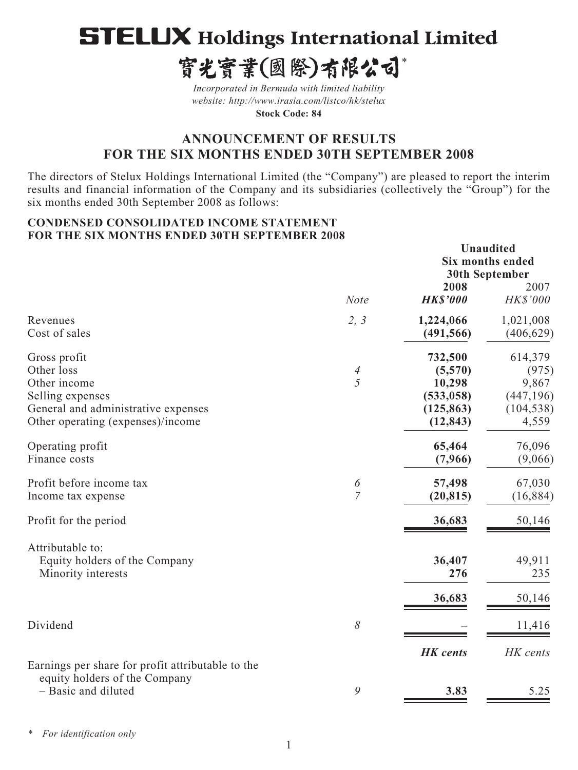# STELUX Holdings International Limited

# 寶光實業(國際)有限公司*

*Incorporated in Bermuda with limited liability*
*website: http://www.irasia.com/listco/hk/stelux*
**Stock Code: 84**

## ANNOUNCEMENT OF RESULTS FOR THE SIX MONTHS ENDED 30TH SEPTEMBER 2008

The directors of Stelux Holdings International Limited (the "Company") are pleased to report the interim results and financial information of the Company and its subsidiaries (collectively the "Group") for the six months ended 30th September 2008 as follows:

### CONDENSED CONSOLIDATED INCOME STATEMENT FOR THE SIX MONTHS ENDED 30TH SEPTEMBER 2008

| | | Unaudited Six months ended 30th September | |
|---|---|---|---|
| | *Note* | **2008** ***HK$'000*** | 2007 *HK$'000* |
| Revenues | *2, 3* | **1,224,066** | 1,021,008 |
| Cost of sales | | **(491,566)** | (406,629) |
| Gross profit | | **732,500** | 614,379 |
| Other loss | *4* | **(5,570)** | (975) |
| Other income | *5* | **10,298** | 9,867 |
| Selling expenses | | **(533,058)** | (447,196) |
| General and administrative expenses | | **(125,863)** | (104,538) |
| Other operating (expenses)/income | | **(12,843)** | 4,559 |
| Operating profit | | **65,464** | 76,096 |
| Finance costs | | **(7,966)** | (9,066) |
| Profit before income tax | *6* | **57,498** | 67,030 |
| Income tax expense | *7* | **(20,815)** | (16,884) |
| Profit for the period | | **36,683** | 50,146 |
| Attributable to: | | | |
| Equity holders of the Company | | **36,407** | 49,911 |
| Minority interests | | **276** | 235 |
| | | **36,683** | 50,146 |
| Dividend | *8* | **–** | 11,416 |
| | | ***HK cents*** | *HK cents* |
| Earnings per share for profit attributable to the equity holders of the Company – Basic and diluted | *9* | **3.83** | 5.25 |

\* *For identification only*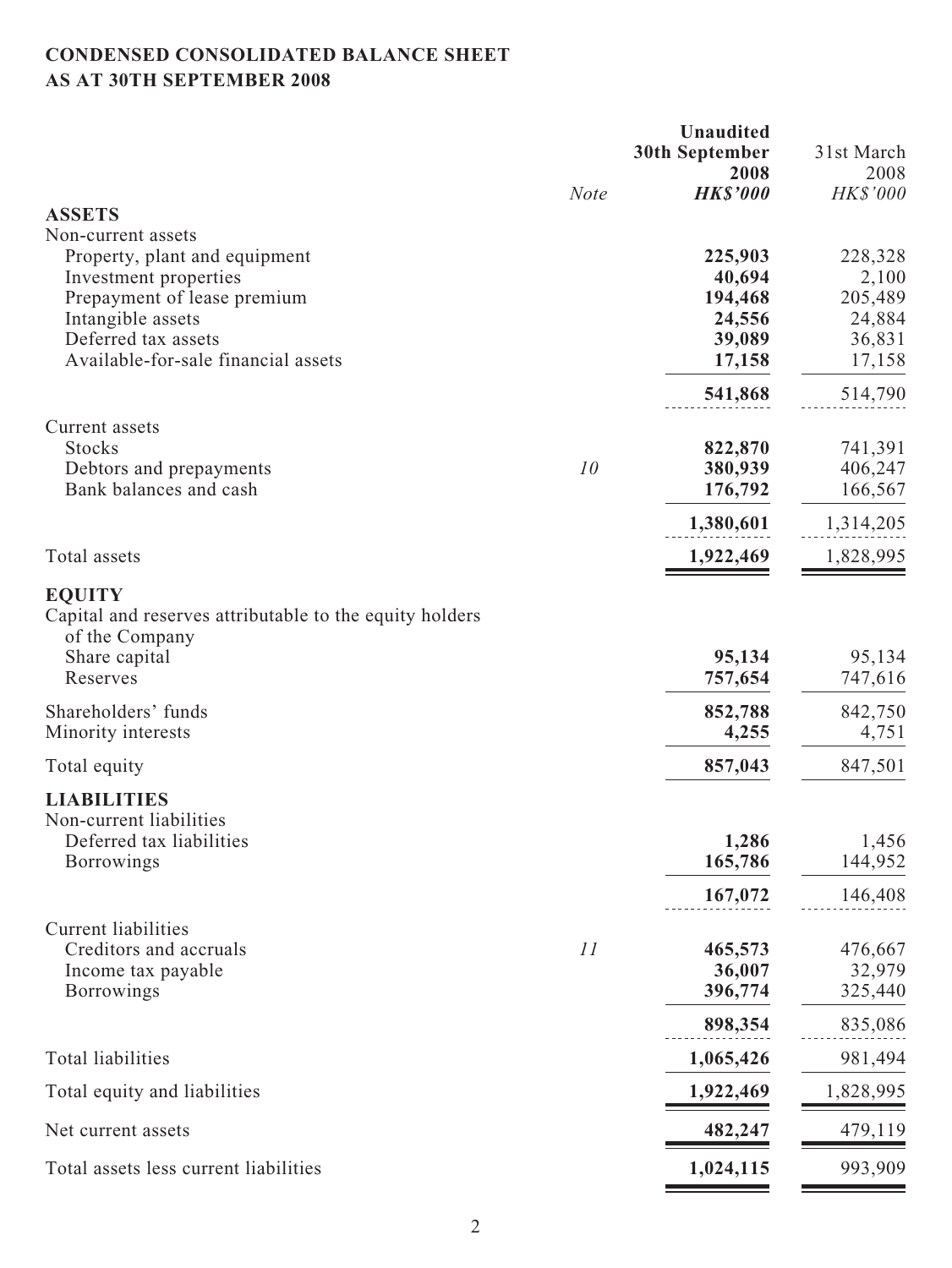**CONDENSED CONSOLIDATED BALANCE SHEET**
**AS AT 30TH SEPTEMBER 2008**

| | *Note* | **Unaudited 30th September 2008** ***HK$'000*** | 31st March 2008 *HK$'000* |
|---|---|---|---|
| **ASSETS** | | | |
| Non-current assets | | | |
| Property, plant and equipment | | **225,903** | 228,328 |
| Investment properties | | **40,694** | 2,100 |
| Prepayment of lease premium | | **194,468** | 205,489 |
| Intangible assets | | **24,556** | 24,884 |
| Deferred tax assets | | **39,089** | 36,831 |
| Available-for-sale financial assets | | **17,158** | 17,158 |
| | | **541,868** | 514,790 |
| Current assets | | | |
| Stocks | | **822,870** | 741,391 |
| Debtors and prepayments | *10* | **380,939** | 406,247 |
| Bank balances and cash | | **176,792** | 166,567 |
| | | **1,380,601** | 1,314,205 |
| Total assets | | **1,922,469** | 1,828,995 |
| **EQUITY** | | | |
| Capital and reserves attributable to the equity holders of the Company | | | |
| Share capital | | **95,134** | 95,134 |
| Reserves | | **757,654** | 747,616 |
| Shareholders' funds | | **852,788** | 842,750 |
| Minority interests | | **4,255** | 4,751 |
| Total equity | | **857,043** | 847,501 |
| **LIABILITIES** | | | |
| Non-current liabilities | | | |
| Deferred tax liabilities | | **1,286** | 1,456 |
| Borrowings | | **165,786** | 144,952 |
| | | **167,072** | 146,408 |
| Current liabilities | | | |
| Creditors and accruals | *11* | **465,573** | 476,667 |
| Income tax payable | | **36,007** | 32,979 |
| Borrowings | | **396,774** | 325,440 |
| | | **898,354** | 835,086 |
| Total liabilities | | **1,065,426** | 981,494 |
| Total equity and liabilities | | **1,922,469** | 1,828,995 |
| Net current assets | | **482,247** | 479,119 |
| Total assets less current liabilities | | **1,024,115** | 993,909 |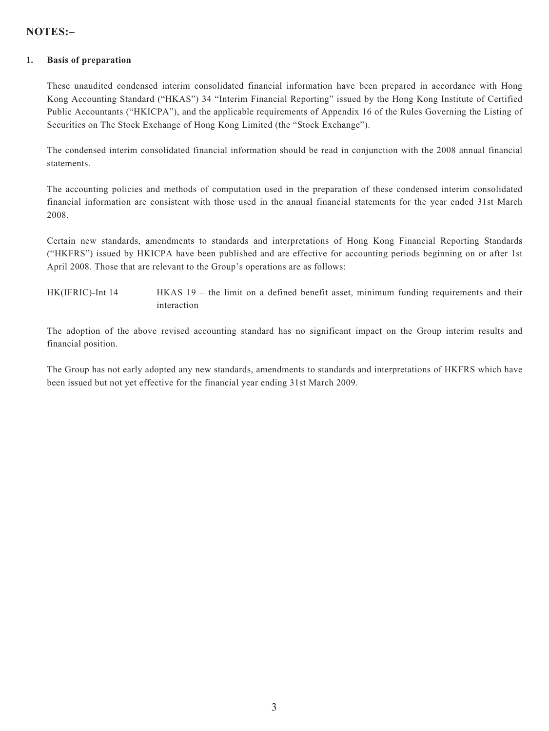## NOTES:–

### 1. Basis of preparation

These unaudited condensed interim consolidated financial information have been prepared in accordance with Hong Kong Accounting Standard ("HKAS") 34 "Interim Financial Reporting" issued by the Hong Kong Institute of Certified Public Accountants ("HKICPA"), and the applicable requirements of Appendix 16 of the Rules Governing the Listing of Securities on The Stock Exchange of Hong Kong Limited (the "Stock Exchange").

The condensed interim consolidated financial information should be read in conjunction with the 2008 annual financial statements.

The accounting policies and methods of computation used in the preparation of these condensed interim consolidated financial information are consistent with those used in the annual financial statements for the year ended 31st March 2008.

Certain new standards, amendments to standards and interpretations of Hong Kong Financial Reporting Standards ("HKFRS") issued by HKICPA have been published and are effective for accounting periods beginning on or after 1st April 2008. Those that are relevant to the Group's operations are as follows:

| | |
|---|---|
| HK(IFRIC)-Int 14 | HKAS 19 – the limit on a defined benefit asset, minimum funding requirements and their interaction |

The adoption of the above revised accounting standard has no significant impact on the Group interim results and financial position.

The Group has not early adopted any new standards, amendments to standards and interpretations of HKFRS which have been issued but not yet effective for the financial year ending 31st March 2009.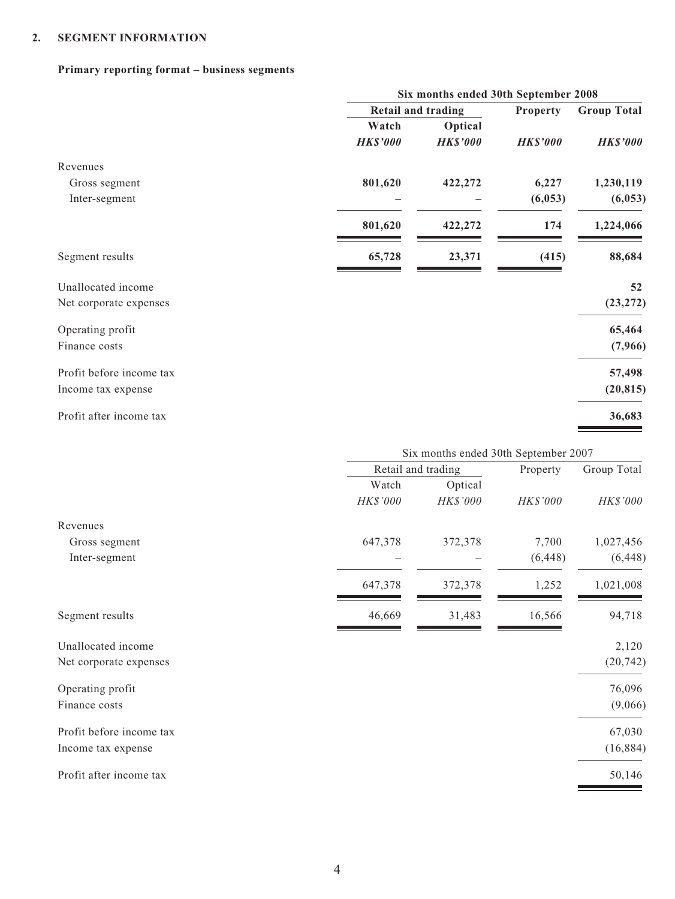## 2. SEGMENT INFORMATION

### Primary reporting format – business segments

| | **Six months ended 30th September 2008** | | | |
|---|---|---|---|---|
| | **Retail and trading** | | **Property** | **Group Total** |
| | **Watch** | **Optical** | | |
| | ***HK$'000*** | ***HK$'000*** | ***HK$'000*** | ***HK$'000*** |
| Revenues | | | | |
| Gross segment | **801,620** | **422,272** | **6,227** | **1,230,119** |
| Inter-segment | **–** | **–** | **(6,053)** | **(6,053)** |
| | **801,620** | **422,272** | **174** | **1,224,066** |
| Segment results | **65,728** | **23,371** | **(415)** | **88,684** |
| Unallocated income | | | | **52** |
| Net corporate expenses | | | | **(23,272)** |
| Operating profit | | | | **65,464** |
| Finance costs | | | | **(7,966)** |
| Profit before income tax | | | | **57,498** |
| Income tax expense | | | | **(20,815)** |
| Profit after income tax | | | | **36,683** |

| | Six months ended 30th September 2007 | | | |
|---|---|---|---|---|
| | Retail and trading | | Property | Group Total |
| | Watch | Optical | | |
| | *HK$'000* | *HK$'000* | *HK$'000* | *HK$'000* |
| Revenues | | | | |
| Gross segment | 647,378 | 372,378 | 7,700 | 1,027,456 |
| Inter-segment | – | – | (6,448) | (6,448) |
| | 647,378 | 372,378 | 1,252 | 1,021,008 |
| Segment results | 46,669 | 31,483 | 16,566 | 94,718 |
| Unallocated income | | | | 2,120 |
| Net corporate expenses | | | | (20,742) |
| Operating profit | | | | 76,096 |
| Finance costs | | | | (9,066) |
| Profit before income tax | | | | 67,030 |
| Income tax expense | | | | (16,884) |
| Profit after income tax | | | | 50,146 |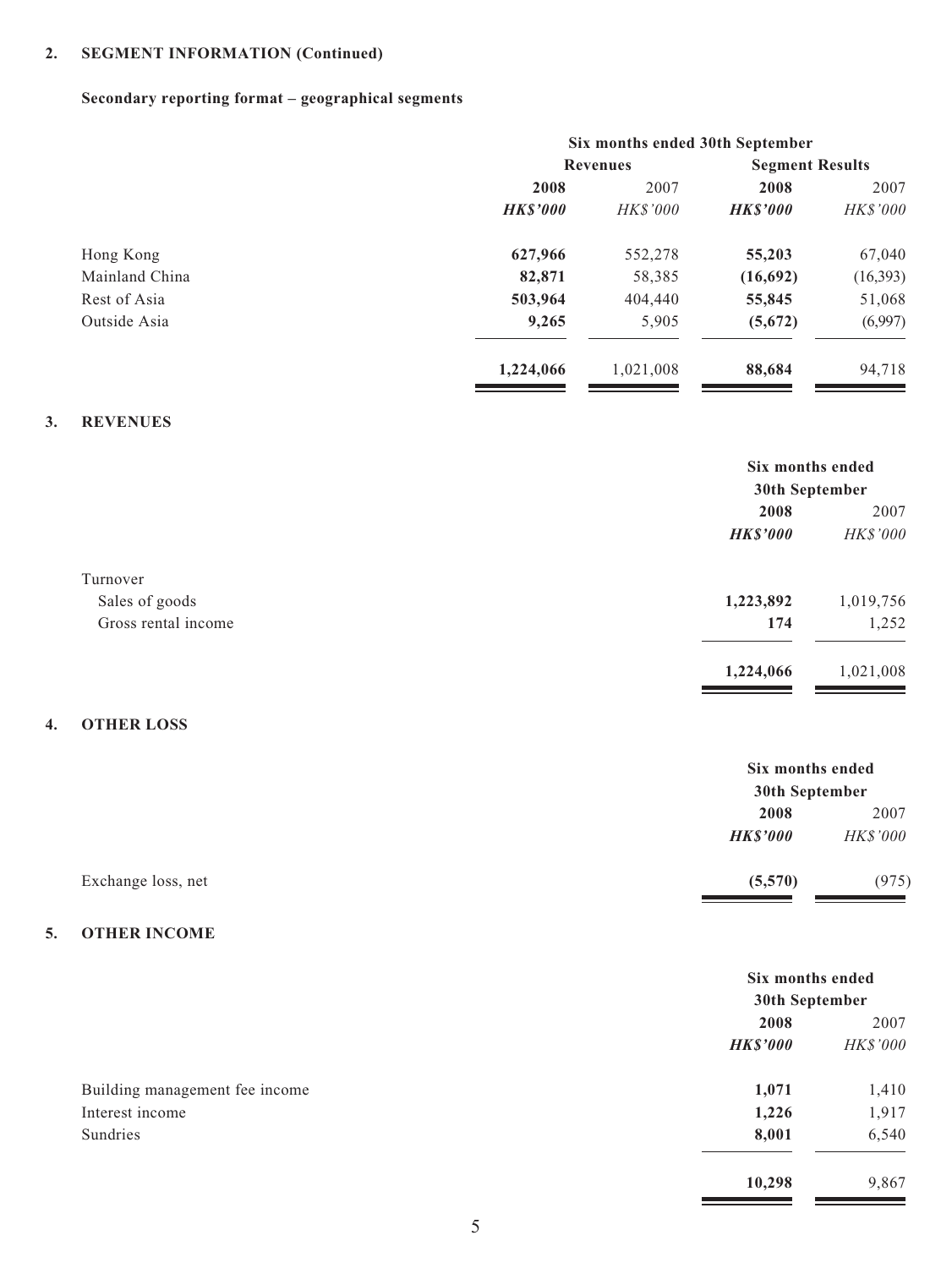## 2. SEGMENT INFORMATION (Continued)

### Secondary reporting format – geographical segments

| | Six months ended 30th September | | | |
|---|---|---|---|---|
| | Revenues | | Segment Results | |
| | **2008** | 2007 | **2008** | 2007 |
| | ***HK$'000*** | *HK$'000* | ***HK$'000*** | *HK$'000* |
| Hong Kong | **627,966** | 552,278 | **55,203** | 67,040 |
| Mainland China | **82,871** | 58,385 | **(16,692)** | (16,393) |
| Rest of Asia | **503,964** | 404,440 | **55,845** | 51,068 |
| Outside Asia | **9,265** | 5,905 | **(5,672)** | (6,997) |
| | **1,224,066** | 1,021,008 | **88,684** | 94,718 |

## 3. REVENUES

| | Six months ended 30th September | |
|---|---|---|
| | **2008** | 2007 |
| | ***HK$'000*** | *HK$'000* |
| Turnover | | |
| Sales of goods | **1,223,892** | 1,019,756 |
| Gross rental income | **174** | 1,252 |
| | **1,224,066** | 1,021,008 |

## 4. OTHER LOSS

| | Six months ended 30th September | |
|---|---|---|
| | **2008** | 2007 |
| | ***HK$'000*** | *HK$'000* |
| Exchange loss, net | **(5,570)** | (975) |

## 5. OTHER INCOME

| | Six months ended 30th September | |
|---|---|---|
| | **2008** | 2007 |
| | ***HK$'000*** | *HK$'000* |
| Building management fee income | **1,071** | 1,410 |
| Interest income | **1,226** | 1,917 |
| Sundries | **8,001** | 6,540 |
| | **10,298** | 9,867 |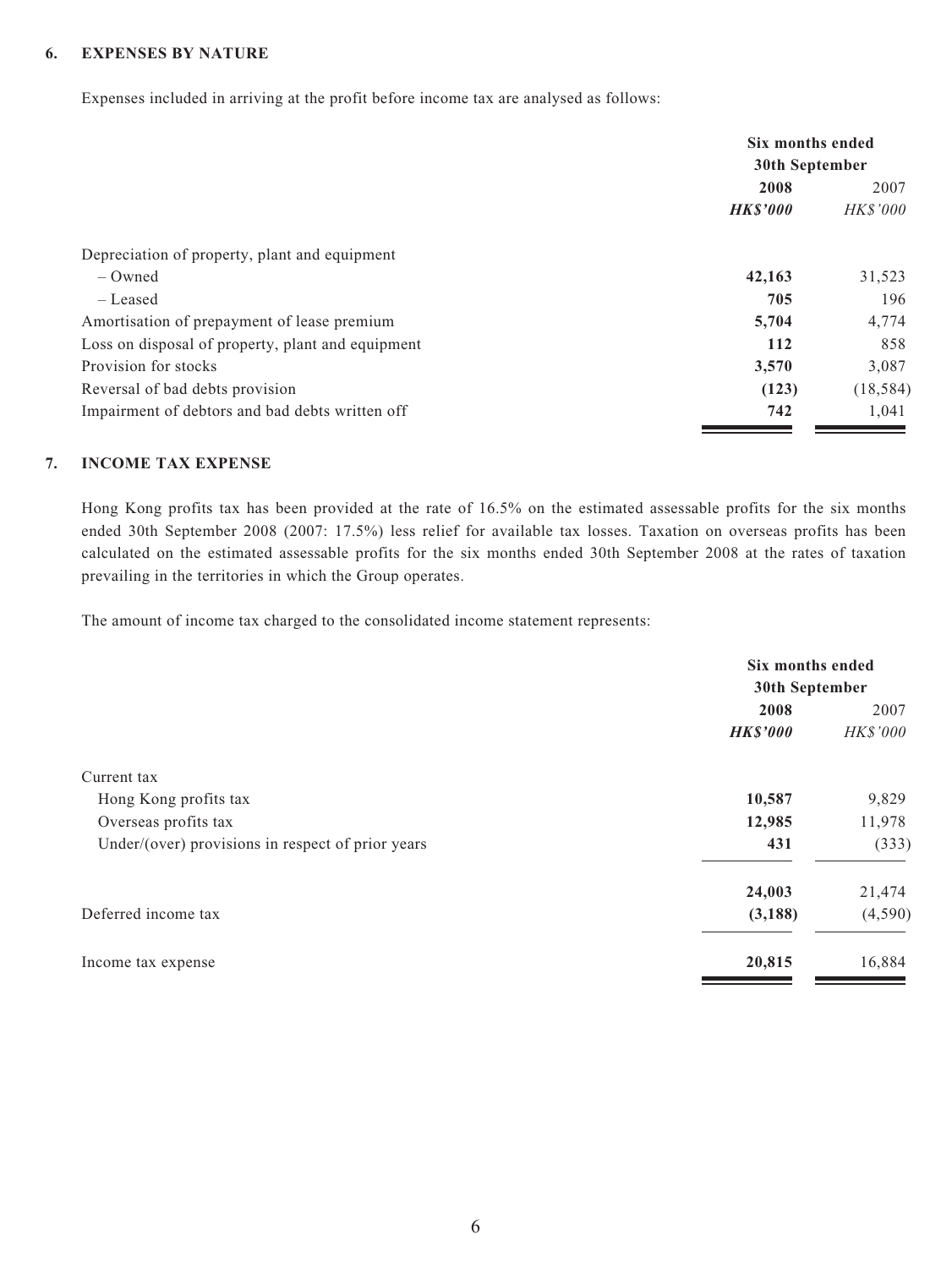### 6. EXPENSES BY NATURE

Expenses included in arriving at the profit before income tax are analysed as follows:

| | Six months ended 30th September | |
|---|---|---|
| | **2008** | 2007 |
| | ***HK$'000*** | *HK$'000* |
| Depreciation of property, plant and equipment | | |
| – Owned | **42,163** | 31,523 |
| – Leased | **705** | 196 |
| Amortisation of prepayment of lease premium | **5,704** | 4,774 |
| Loss on disposal of property, plant and equipment | **112** | 858 |
| Provision for stocks | **3,570** | 3,087 |
| Reversal of bad debts provision | **(123)** | (18,584) |
| Impairment of debtors and bad debts written off | **742** | 1,041 |

### 7. INCOME TAX EXPENSE

Hong Kong profits tax has been provided at the rate of 16.5% on the estimated assessable profits for the six months ended 30th September 2008 (2007: 17.5%) less relief for available tax losses. Taxation on overseas profits has been calculated on the estimated assessable profits for the six months ended 30th September 2008 at the rates of taxation prevailing in the territories in which the Group operates.

The amount of income tax charged to the consolidated income statement represents:

| | Six months ended 30th September | |
|---|---|---|
| | **2008** | 2007 |
| | ***HK$'000*** | *HK$'000* |
| Current tax | | |
| Hong Kong profits tax | **10,587** | 9,829 |
| Overseas profits tax | **12,985** | 11,978 |
| Under/(over) provisions in respect of prior years | **431** | (333) |
| | **24,003** | 21,474 |
| Deferred income tax | **(3,188)** | (4,590) |
| Income tax expense | **20,815** | 16,884 |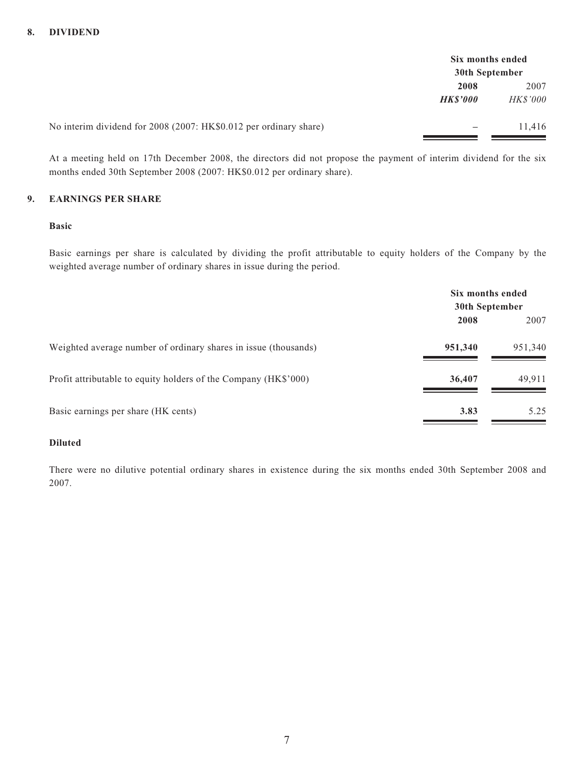## 8. DIVIDEND

| | Six months ended 30th September | |
|---|---|---|
| | **2008** | 2007 |
| | ***HK$'000*** | *HK$'000* |
| No interim dividend for 2008 (2007: HK$0.012 per ordinary share) | – | 11,416 |

At a meeting held on 17th December 2008, the directors did not propose the payment of interim dividend for the six months ended 30th September 2008 (2007: HK$0.012 per ordinary share).

## 9. EARNINGS PER SHARE

**Basic**

Basic earnings per share is calculated by dividing the profit attributable to equity holders of the Company by the weighted average number of ordinary shares in issue during the period.

| | Six months ended 30th September | |
|---|---|---|
| | **2008** | 2007 |
| Weighted average number of ordinary shares in issue (thousands) | **951,340** | 951,340 |
| Profit attributable to equity holders of the Company (HK$'000) | **36,407** | 49,911 |
| Basic earnings per share (HK cents) | **3.83** | 5.25 |

**Diluted**

There were no dilutive potential ordinary shares in existence during the six months ended 30th September 2008 and 2007.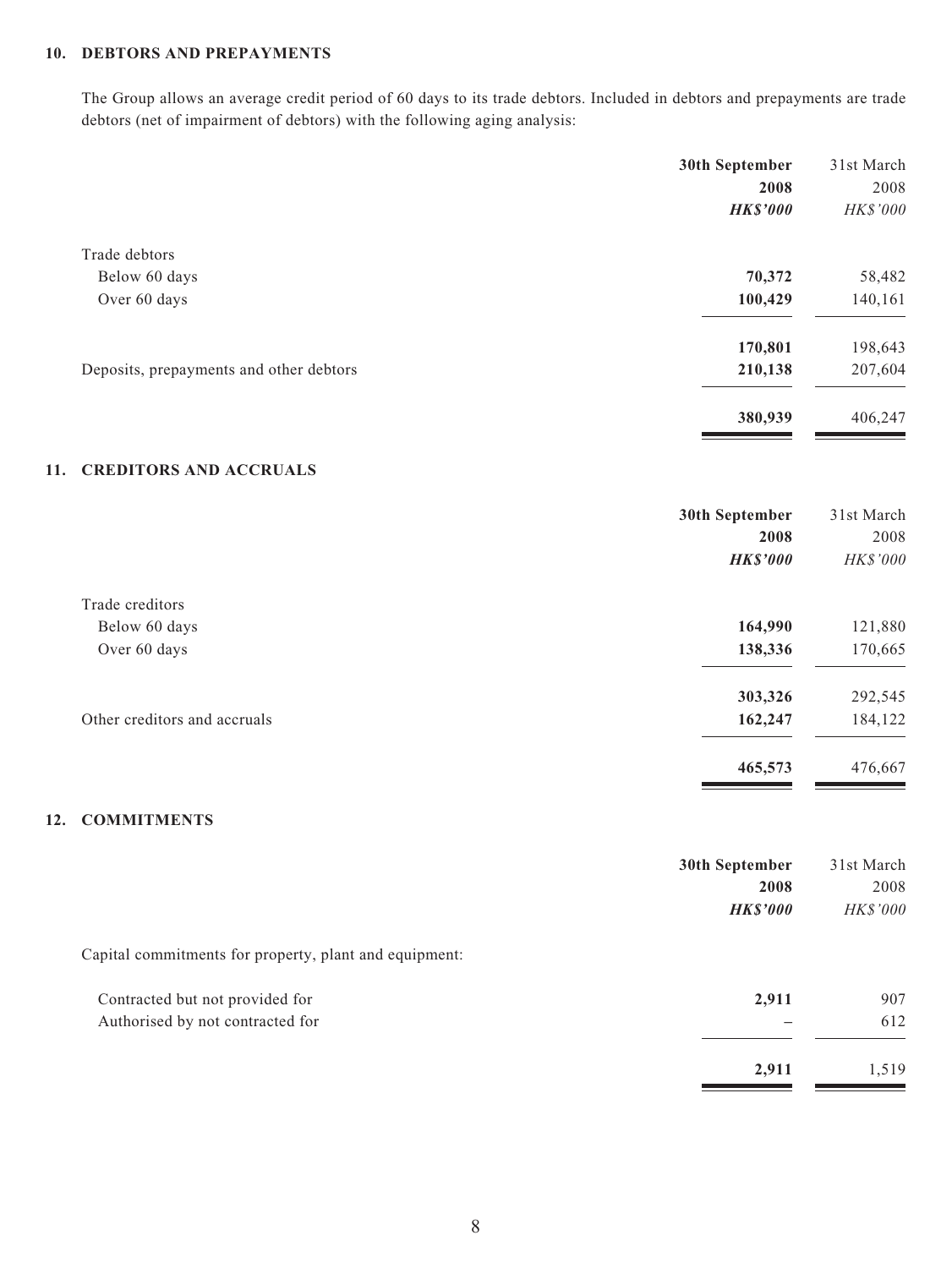## 10. DEBTORS AND PREPAYMENTS

The Group allows an average credit period of 60 days to its trade debtors. Included in debtors and prepayments are trade debtors (net of impairment of debtors) with the following aging analysis:

| | **30th September 2008** | 31st March 2008 |
|---|---|---|
| | ***HK$'000*** | *HK$'000* |
| Trade debtors | | |
| Below 60 days | **70,372** | 58,482 |
| Over 60 days | **100,429** | 140,161 |
| | **170,801** | 198,643 |
| Deposits, prepayments and other debtors | **210,138** | 207,604 |
| | **380,939** | 406,247 |

## 11. CREDITORS AND ACCRUALS

| | **30th September 2008** | 31st March 2008 |
|---|---|---|
| | ***HK$'000*** | *HK$'000* |
| Trade creditors | | |
| Below 60 days | **164,990** | 121,880 |
| Over 60 days | **138,336** | 170,665 |
| | **303,326** | 292,545 |
| Other creditors and accruals | **162,247** | 184,122 |
| | **465,573** | 476,667 |

## 12. COMMITMENTS

| | **30th September 2008** | 31st March 2008 |
|---|---|---|
| | ***HK$'000*** | *HK$'000* |
| Capital commitments for property, plant and equipment: | | |
| Contracted but not provided for | **2,911** | 907 |
| Authorised by not contracted for | – | 612 |
| | **2,911** | 1,519 |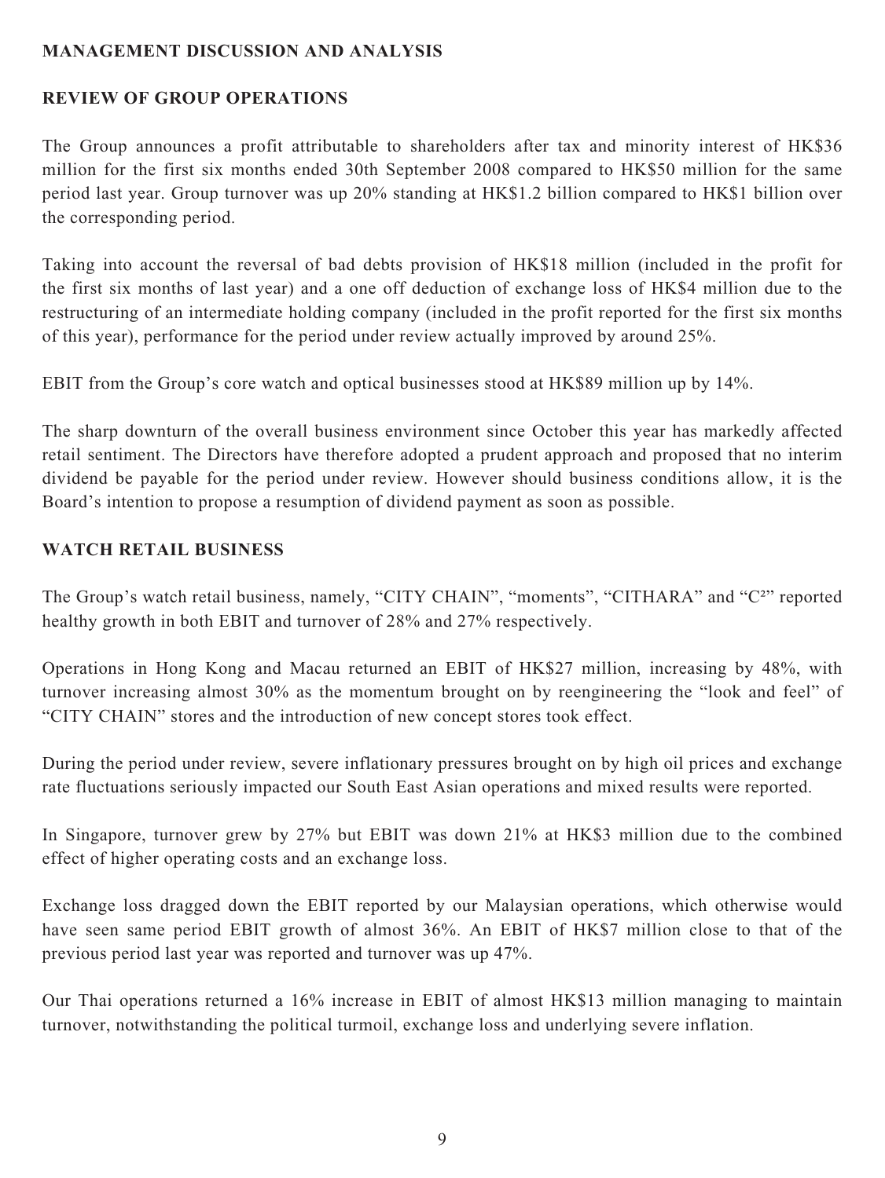## MANAGEMENT DISCUSSION AND ANALYSIS

### REVIEW OF GROUP OPERATIONS

The Group announces a profit attributable to shareholders after tax and minority interest of HK$36 million for the first six months ended 30th September 2008 compared to HK$50 million for the same period last year. Group turnover was up 20% standing at HK$1.2 billion compared to HK$1 billion over the corresponding period.

Taking into account the reversal of bad debts provision of HK$18 million (included in the profit for the first six months of last year) and a one off deduction of exchange loss of HK$4 million due to the restructuring of an intermediate holding company (included in the profit reported for the first six months of this year), performance for the period under review actually improved by around 25%.

EBIT from the Group's core watch and optical businesses stood at HK$89 million up by 14%.

The sharp downturn of the overall business environment since October this year has markedly affected retail sentiment. The Directors have therefore adopted a prudent approach and proposed that no interim dividend be payable for the period under review. However should business conditions allow, it is the Board's intention to propose a resumption of dividend payment as soon as possible.

### WATCH RETAIL BUSINESS

The Group's watch retail business, namely, "CITY CHAIN", "moments", "CITHARA" and "C²" reported healthy growth in both EBIT and turnover of 28% and 27% respectively.

Operations in Hong Kong and Macau returned an EBIT of HK$27 million, increasing by 48%, with turnover increasing almost 30% as the momentum brought on by reengineering the "look and feel" of "CITY CHAIN" stores and the introduction of new concept stores took effect.

During the period under review, severe inflationary pressures brought on by high oil prices and exchange rate fluctuations seriously impacted our South East Asian operations and mixed results were reported.

In Singapore, turnover grew by 27% but EBIT was down 21% at HK$3 million due to the combined effect of higher operating costs and an exchange loss.

Exchange loss dragged down the EBIT reported by our Malaysian operations, which otherwise would have seen same period EBIT growth of almost 36%. An EBIT of HK$7 million close to that of the previous period last year was reported and turnover was up 47%.

Our Thai operations returned a 16% increase in EBIT of almost HK$13 million managing to maintain turnover, notwithstanding the political turmoil, exchange loss and underlying severe inflation.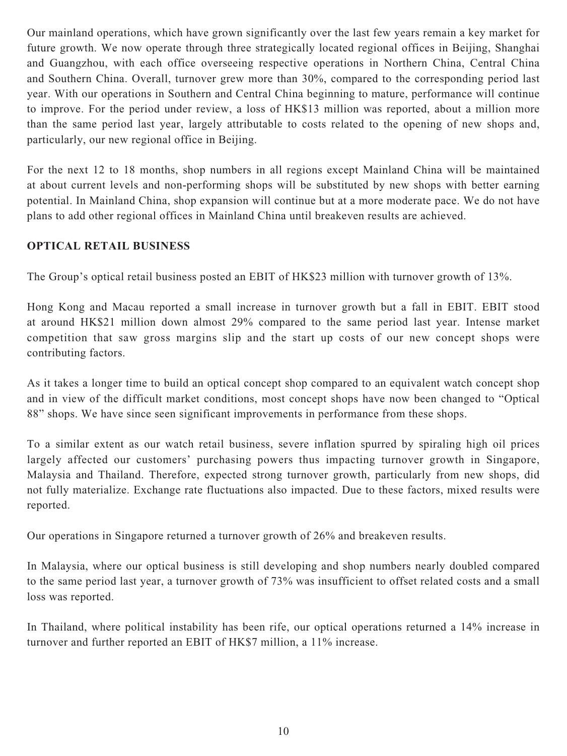Our mainland operations, which have grown significantly over the last few years remain a key market for future growth. We now operate through three strategically located regional offices in Beijing, Shanghai and Guangzhou, with each office overseeing respective operations in Northern China, Central China and Southern China. Overall, turnover grew more than 30%, compared to the corresponding period last year. With our operations in Southern and Central China beginning to mature, performance will continue to improve. For the period under review, a loss of HK$13 million was reported, about a million more than the same period last year, largely attributable to costs related to the opening of new shops and, particularly, our new regional office in Beijing.

For the next 12 to 18 months, shop numbers in all regions except Mainland China will be maintained at about current levels and non-performing shops will be substituted by new shops with better earning potential. In Mainland China, shop expansion will continue but at a more moderate pace. We do not have plans to add other regional offices in Mainland China until breakeven results are achieved.

**OPTICAL RETAIL BUSINESS**

The Group's optical retail business posted an EBIT of HK$23 million with turnover growth of 13%.

Hong Kong and Macau reported a small increase in turnover growth but a fall in EBIT. EBIT stood at around HK$21 million down almost 29% compared to the same period last year. Intense market competition that saw gross margins slip and the start up costs of our new concept shops were contributing factors.

As it takes a longer time to build an optical concept shop compared to an equivalent watch concept shop and in view of the difficult market conditions, most concept shops have now been changed to "Optical 88" shops. We have since seen significant improvements in performance from these shops.

To a similar extent as our watch retail business, severe inflation spurred by spiraling high oil prices largely affected our customers' purchasing powers thus impacting turnover growth in Singapore, Malaysia and Thailand. Therefore, expected strong turnover growth, particularly from new shops, did not fully materialize. Exchange rate fluctuations also impacted. Due to these factors, mixed results were reported.

Our operations in Singapore returned a turnover growth of 26% and breakeven results.

In Malaysia, where our optical business is still developing and shop numbers nearly doubled compared to the same period last year, a turnover growth of 73% was insufficient to offset related costs and a small loss was reported.

In Thailand, where political instability has been rife, our optical operations returned a 14% increase in turnover and further reported an EBIT of HK$7 million, a 11% increase.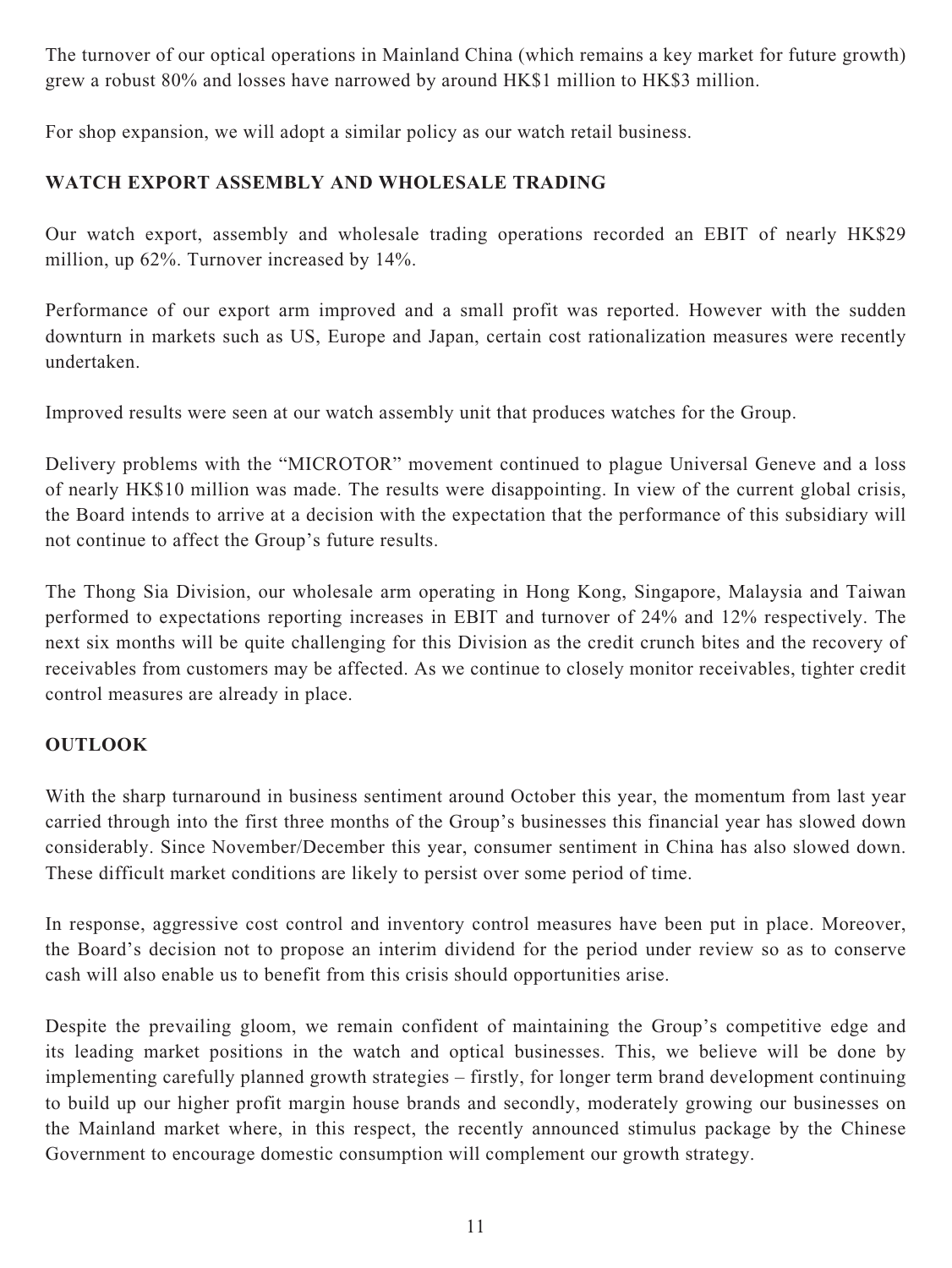The turnover of our optical operations in Mainland China (which remains a key market for future growth) grew a robust 80% and losses have narrowed by around HK$1 million to HK$3 million.

For shop expansion, we will adopt a similar policy as our watch retail business.

## WATCH EXPORT ASSEMBLY AND WHOLESALE TRADING

Our watch export, assembly and wholesale trading operations recorded an EBIT of nearly HK$29 million, up 62%. Turnover increased by 14%.

Performance of our export arm improved and a small profit was reported. However with the sudden downturn in markets such as US, Europe and Japan, certain cost rationalization measures were recently undertaken.

Improved results were seen at our watch assembly unit that produces watches for the Group.

Delivery problems with the "MICROTOR" movement continued to plague Universal Geneve and a loss of nearly HK$10 million was made. The results were disappointing. In view of the current global crisis, the Board intends to arrive at a decision with the expectation that the performance of this subsidiary will not continue to affect the Group's future results.

The Thong Sia Division, our wholesale arm operating in Hong Kong, Singapore, Malaysia and Taiwan performed to expectations reporting increases in EBIT and turnover of 24% and 12% respectively. The next six months will be quite challenging for this Division as the credit crunch bites and the recovery of receivables from customers may be affected. As we continue to closely monitor receivables, tighter credit control measures are already in place.

## OUTLOOK

With the sharp turnaround in business sentiment around October this year, the momentum from last year carried through into the first three months of the Group's businesses this financial year has slowed down considerably. Since November/December this year, consumer sentiment in China has also slowed down. These difficult market conditions are likely to persist over some period of time.

In response, aggressive cost control and inventory control measures have been put in place. Moreover, the Board's decision not to propose an interim dividend for the period under review so as to conserve cash will also enable us to benefit from this crisis should opportunities arise.

Despite the prevailing gloom, we remain confident of maintaining the Group's competitive edge and its leading market positions in the watch and optical businesses. This, we believe will be done by implementing carefully planned growth strategies – firstly, for longer term brand development continuing to build up our higher profit margin house brands and secondly, moderately growing our businesses on the Mainland market where, in this respect, the recently announced stimulus package by the Chinese Government to encourage domestic consumption will complement our growth strategy.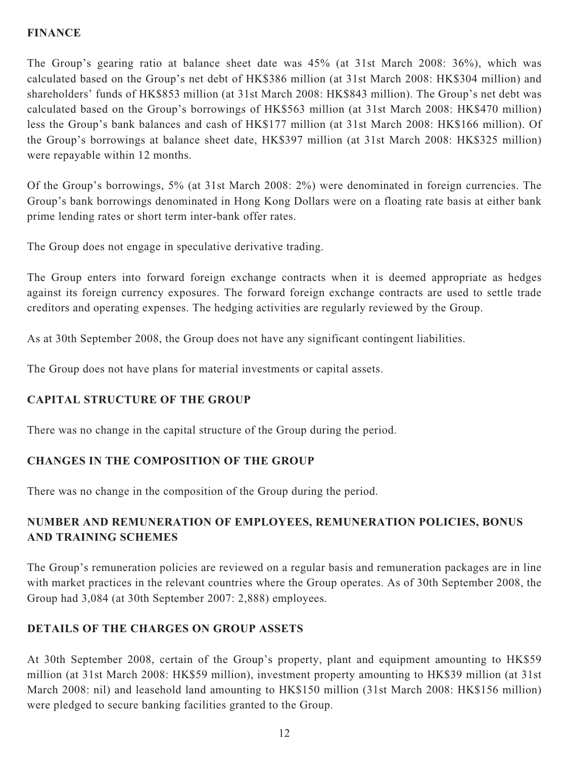## FINANCE

The Group's gearing ratio at balance sheet date was 45% (at 31st March 2008: 36%), which was calculated based on the Group's net debt of HK$386 million (at 31st March 2008: HK$304 million) and shareholders' funds of HK$853 million (at 31st March 2008: HK$843 million). The Group's net debt was calculated based on the Group's borrowings of HK$563 million (at 31st March 2008: HK$470 million) less the Group's bank balances and cash of HK$177 million (at 31st March 2008: HK$166 million). Of the Group's borrowings at balance sheet date, HK$397 million (at 31st March 2008: HK$325 million) were repayable within 12 months.

Of the Group's borrowings, 5% (at 31st March 2008: 2%) were denominated in foreign currencies. The Group's bank borrowings denominated in Hong Kong Dollars were on a floating rate basis at either bank prime lending rates or short term inter-bank offer rates.

The Group does not engage in speculative derivative trading.

The Group enters into forward foreign exchange contracts when it is deemed appropriate as hedges against its foreign currency exposures. The forward foreign exchange contracts are used to settle trade creditors and operating expenses. The hedging activities are regularly reviewed by the Group.

As at 30th September 2008, the Group does not have any significant contingent liabilities.

The Group does not have plans for material investments or capital assets.

## CAPITAL STRUCTURE OF THE GROUP

There was no change in the capital structure of the Group during the period.

## CHANGES IN THE COMPOSITION OF THE GROUP

There was no change in the composition of the Group during the period.

## NUMBER AND REMUNERATION OF EMPLOYEES, REMUNERATION POLICIES, BONUS AND TRAINING SCHEMES

The Group's remuneration policies are reviewed on a regular basis and remuneration packages are in line with market practices in the relevant countries where the Group operates. As of 30th September 2008, the Group had 3,084 (at 30th September 2007: 2,888) employees.

## DETAILS OF THE CHARGES ON GROUP ASSETS

At 30th September 2008, certain of the Group's property, plant and equipment amounting to HK$59 million (at 31st March 2008: HK$59 million), investment property amounting to HK$39 million (at 31st March 2008: nil) and leasehold land amounting to HK$150 million (31st March 2008: HK$156 million) were pledged to secure banking facilities granted to the Group.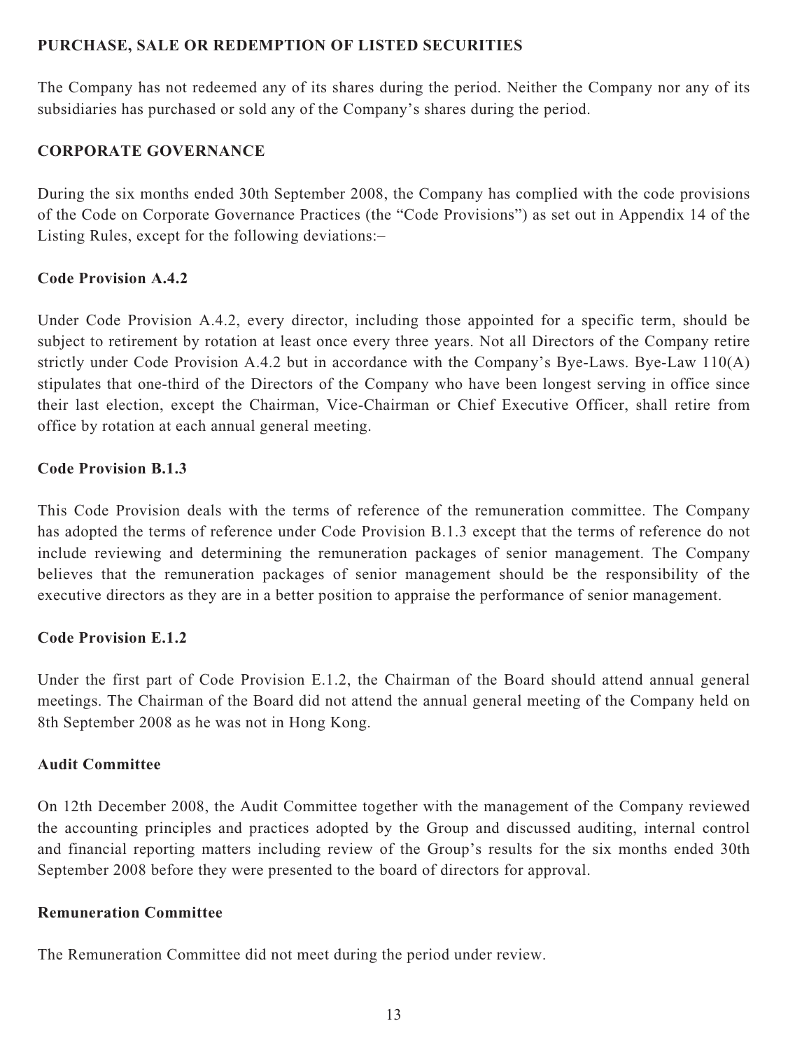## PURCHASE, SALE OR REDEMPTION OF LISTED SECURITIES

The Company has not redeemed any of its shares during the period. Neither the Company nor any of its subsidiaries has purchased or sold any of the Company's shares during the period.

## CORPORATE GOVERNANCE

During the six months ended 30th September 2008, the Company has complied with the code provisions of the Code on Corporate Governance Practices (the "Code Provisions") as set out in Appendix 14 of the Listing Rules, except for the following deviations:–

### Code Provision A.4.2

Under Code Provision A.4.2, every director, including those appointed for a specific term, should be subject to retirement by rotation at least once every three years. Not all Directors of the Company retire strictly under Code Provision A.4.2 but in accordance with the Company's Bye-Laws. Bye-Law 110(A) stipulates that one-third of the Directors of the Company who have been longest serving in office since their last election, except the Chairman, Vice-Chairman or Chief Executive Officer, shall retire from office by rotation at each annual general meeting.

### Code Provision B.1.3

This Code Provision deals with the terms of reference of the remuneration committee. The Company has adopted the terms of reference under Code Provision B.1.3 except that the terms of reference do not include reviewing and determining the remuneration packages of senior management. The Company believes that the remuneration packages of senior management should be the responsibility of the executive directors as they are in a better position to appraise the performance of senior management.

### Code Provision E.1.2

Under the first part of Code Provision E.1.2, the Chairman of the Board should attend annual general meetings. The Chairman of the Board did not attend the annual general meeting of the Company held on 8th September 2008 as he was not in Hong Kong.

### Audit Committee

On 12th December 2008, the Audit Committee together with the management of the Company reviewed the accounting principles and practices adopted by the Group and discussed auditing, internal control and financial reporting matters including review of the Group's results for the six months ended 30th September 2008 before they were presented to the board of directors for approval.

### Remuneration Committee

The Remuneration Committee did not meet during the period under review.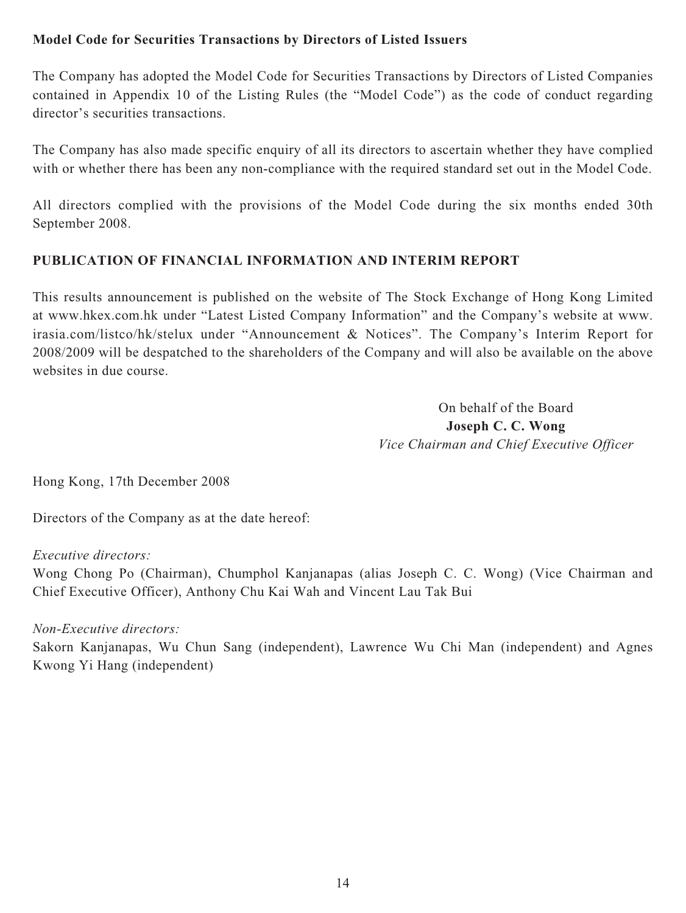**Model Code for Securities Transactions by Directors of Listed Issuers**

The Company has adopted the Model Code for Securities Transactions by Directors of Listed Companies contained in Appendix 10 of the Listing Rules (the "Model Code") as the code of conduct regarding director's securities transactions.

The Company has also made specific enquiry of all its directors to ascertain whether they have complied with or whether there has been any non-compliance with the required standard set out in the Model Code.

All directors complied with the provisions of the Model Code during the six months ended 30th September 2008.

## PUBLICATION OF FINANCIAL INFORMATION AND INTERIM REPORT

This results announcement is published on the website of The Stock Exchange of Hong Kong Limited at www.hkex.com.hk under "Latest Listed Company Information" and the Company's website at www.irasia.com/listco/hk/stelux under "Announcement & Notices". The Company's Interim Report for 2008/2009 will be despatched to the shareholders of the Company and will also be available on the above websites in due course.

On behalf of the Board
**Joseph C. C. Wong**
*Vice Chairman and Chief Executive Officer*

Hong Kong, 17th December 2008

Directors of the Company as at the date hereof:

*Executive directors:*
Wong Chong Po (Chairman), Chumphol Kanjanapas (alias Joseph C. C. Wong) (Vice Chairman and Chief Executive Officer), Anthony Chu Kai Wah and Vincent Lau Tak Bui

*Non-Executive directors:*
Sakorn Kanjanapas, Wu Chun Sang (independent), Lawrence Wu Chi Man (independent) and Agnes Kwong Yi Hang (independent)